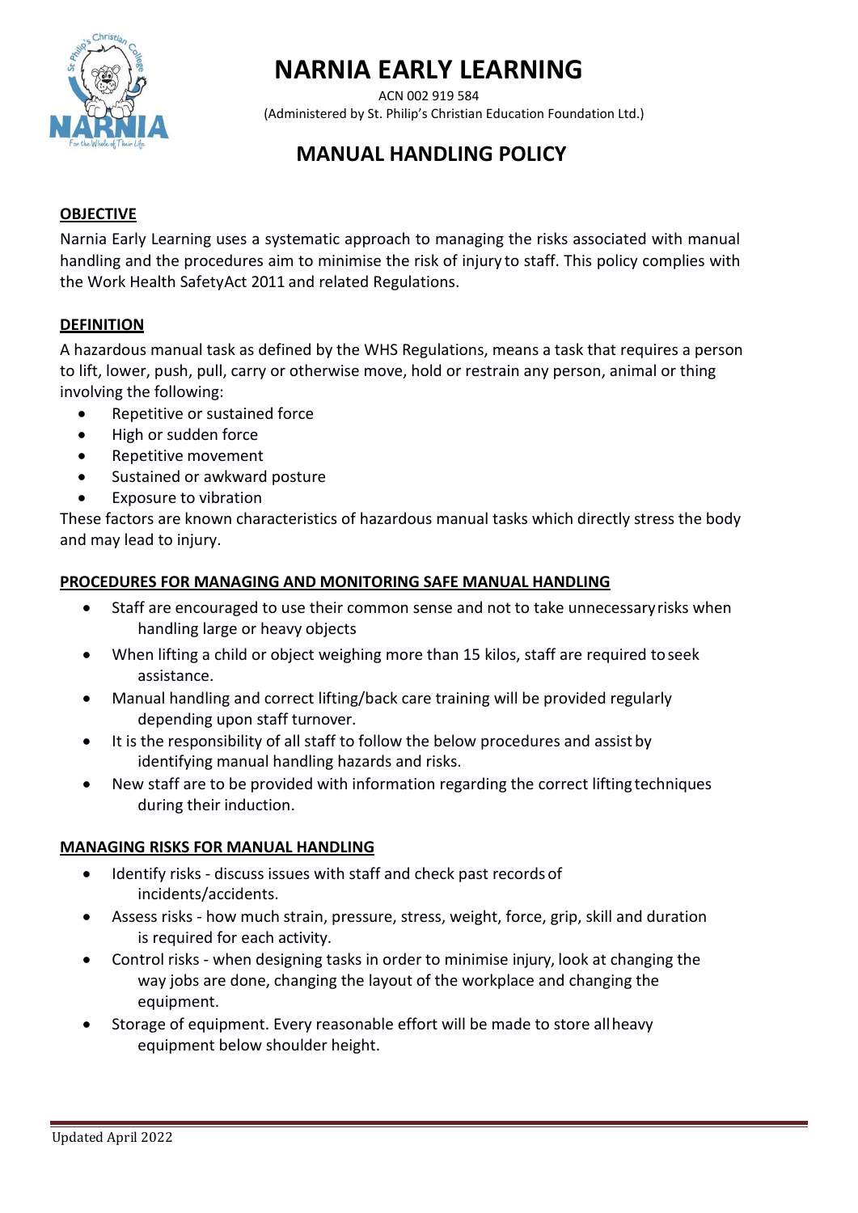# NARNIA EARLY LEARNING

ACN 002 919 584
(Administered by St. Philip's Christian Education Foundation Ltd.)

## MANUAL HANDLING POLICY

### OBJECTIVE

Narnia Early Learning uses a systematic approach to managing the risks associated with manual handling and the procedures aim to minimise the risk of injury to staff. This policy complies with the Work Health SafetyAct 2011 and related Regulations.

### DEFINITION

A hazardous manual task as defined by the WHS Regulations, means a task that requires a person to lift, lower, push, pull, carry or otherwise move, hold or restrain any person, animal or thing involving the following:

- Repetitive or sustained force
- High or sudden force
- Repetitive movement
- Sustained or awkward posture
- Exposure to vibration

These factors are known characteristics of hazardous manual tasks which directly stress the body and may lead to injury.

### PROCEDURES FOR MANAGING AND MONITORING SAFE MANUAL HANDLING

- Staff are encouraged to use their common sense and not to take unnecessary risks when handling large or heavy objects
- When lifting a child or object weighing more than 15 kilos, staff are required to seek assistance.
- Manual handling and correct lifting/back care training will be provided regularly depending upon staff turnover.
- It is the responsibility of all staff to follow the below procedures and assist by identifying manual handling hazards and risks.
- New staff are to be provided with information regarding the correct lifting techniques during their induction.

### MANAGING RISKS FOR MANUAL HANDLING

- Identify risks - discuss issues with staff and check past records of incidents/accidents.
- Assess risks - how much strain, pressure, stress, weight, force, grip, skill and duration is required for each activity.
- Control risks - when designing tasks in order to minimise injury, look at changing the way jobs are done, changing the layout of the workplace and changing the equipment.
- Storage of equipment. Every reasonable effort will be made to store all heavy equipment below shoulder height.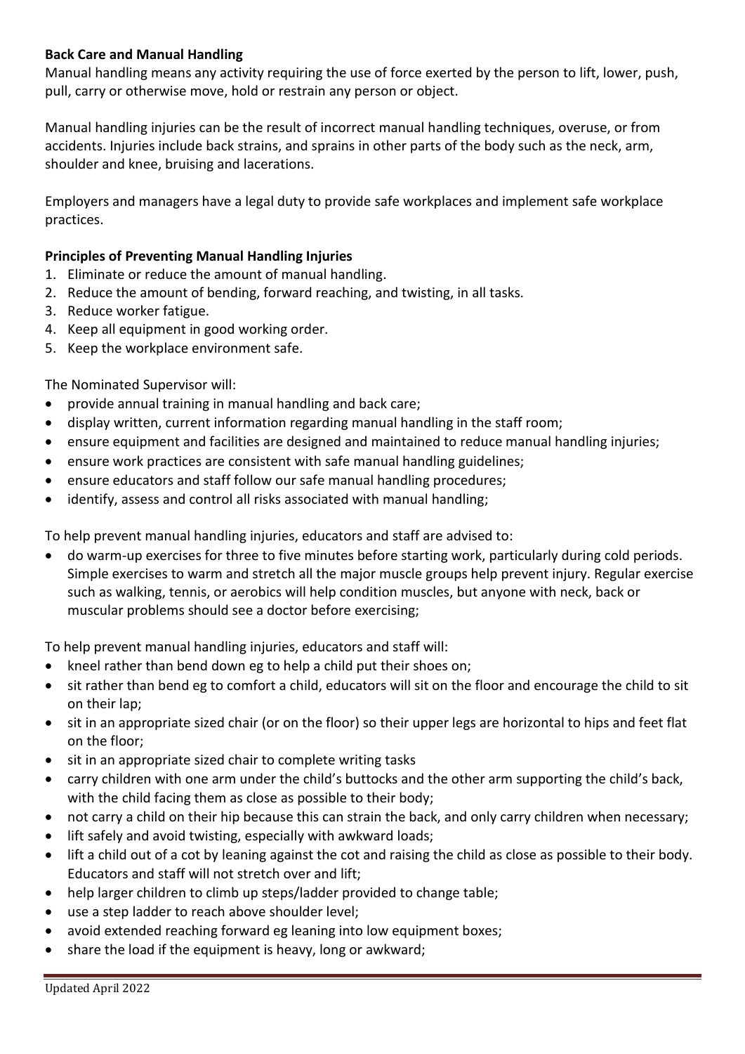**Back Care and Manual Handling**

Manual handling means any activity requiring the use of force exerted by the person to lift, lower, push, pull, carry or otherwise move, hold or restrain any person or object.

Manual handling injuries can be the result of incorrect manual handling techniques, overuse, or from accidents. Injuries include back strains, and sprains in other parts of the body such as the neck, arm, shoulder and knee, bruising and lacerations.

Employers and managers have a legal duty to provide safe workplaces and implement safe workplace practices.

**Principles of Preventing Manual Handling Injuries**

1. Eliminate or reduce the amount of manual handling.
2. Reduce the amount of bending, forward reaching, and twisting, in all tasks.
3. Reduce worker fatigue.
4. Keep all equipment in good working order.
5. Keep the workplace environment safe.

The Nominated Supervisor will:

- provide annual training in manual handling and back care;
- display written, current information regarding manual handling in the staff room;
- ensure equipment and facilities are designed and maintained to reduce manual handling injuries;
- ensure work practices are consistent with safe manual handling guidelines;
- ensure educators and staff follow our safe manual handling procedures;
- identify, assess and control all risks associated with manual handling;

To help prevent manual handling injuries, educators and staff are advised to:

- do warm-up exercises for three to five minutes before starting work, particularly during cold periods. Simple exercises to warm and stretch all the major muscle groups help prevent injury. Regular exercise such as walking, tennis, or aerobics will help condition muscles, but anyone with neck, back or muscular problems should see a doctor before exercising;

To help prevent manual handling injuries, educators and staff will:

- kneel rather than bend down eg to help a child put their shoes on;
- sit rather than bend eg to comfort a child, educators will sit on the floor and encourage the child to sit on their lap;
- sit in an appropriate sized chair (or on the floor) so their upper legs are horizontal to hips and feet flat on the floor;
- sit in an appropriate sized chair to complete writing tasks
- carry children with one arm under the child's buttocks and the other arm supporting the child's back, with the child facing them as close as possible to their body;
- not carry a child on their hip because this can strain the back, and only carry children when necessary;
- lift safely and avoid twisting, especially with awkward loads;
- lift a child out of a cot by leaning against the cot and raising the child as close as possible to their body. Educators and staff will not stretch over and lift;
- help larger children to climb up steps/ladder provided to change table;
- use a step ladder to reach above shoulder level;
- avoid extended reaching forward eg leaning into low equipment boxes;
- share the load if the equipment is heavy, long or awkward;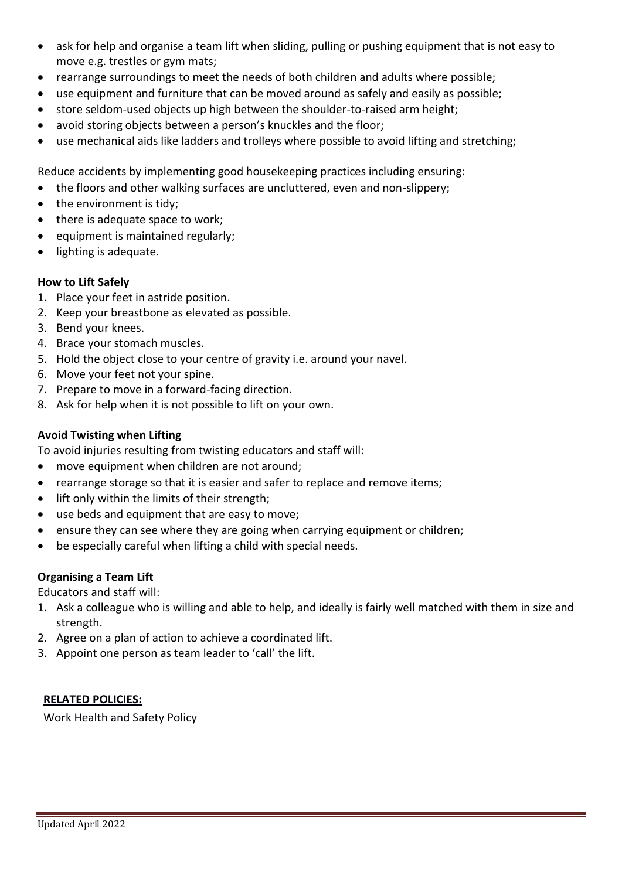- ask for help and organise a team lift when sliding, pulling or pushing equipment that is not easy to move e.g. trestles or gym mats;
- rearrange surroundings to meet the needs of both children and adults where possible;
- use equipment and furniture that can be moved around as safely and easily as possible;
- store seldom-used objects up high between the shoulder-to-raised arm height;
- avoid storing objects between a person's knuckles and the floor;
- use mechanical aids like ladders and trolleys where possible to avoid lifting and stretching;

Reduce accidents by implementing good housekeeping practices including ensuring:

- the floors and other walking surfaces are uncluttered, even and non-slippery;
- the environment is tidy;
- there is adequate space to work;
- equipment is maintained regularly;
- lighting is adequate.

**How to Lift Safely**

1. Place your feet in astride position.
2. Keep your breastbone as elevated as possible.
3. Bend your knees.
4. Brace your stomach muscles.
5. Hold the object close to your centre of gravity i.e. around your navel.
6. Move your feet not your spine.
7. Prepare to move in a forward-facing direction.
8. Ask for help when it is not possible to lift on your own.

**Avoid Twisting when Lifting**

To avoid injuries resulting from twisting educators and staff will:

- move equipment when children are not around;
- rearrange storage so that it is easier and safer to replace and remove items;
- lift only within the limits of their strength;
- use beds and equipment that are easy to move;
- ensure they can see where they are going when carrying equipment or children;
- be especially careful when lifting a child with special needs.

**Organising a Team Lift**

Educators and staff will:

1. Ask a colleague who is willing and able to help, and ideally is fairly well matched with them in size and strength.
2. Agree on a plan of action to achieve a coordinated lift.
3. Appoint one person as team leader to 'call' the lift.

**RELATED POLICIES:**

Work Health and Safety Policy

Updated April 2022